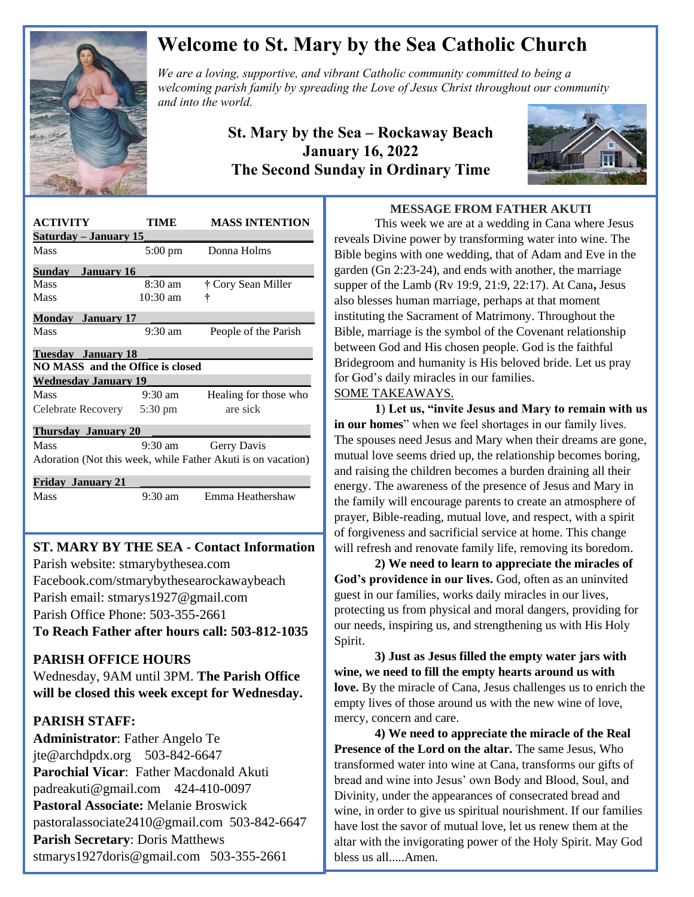# Welcome to St. Mary by the Sea Catholic Church

*We are a loving, supportive, and vibrant Catholic community committed to being a welcoming parish family by spreading the Love of Jesus Christ throughout our community and into the world.*

**St. Mary by the Sea – Rockaway Beach**
**January 16, 2022**
**The Second Sunday in Ordinary Time**

| ACTIVITY | TIME | MASS INTENTION |
|---|---|---|
| **Saturday – January 15** | | |
| Mass | 5:00 pm | Donna Holms |
| **Sunday January 16** | | |
| Mass | 8:30 am | † Cory Sean Miller |
| Mass | 10:30 am | † |
| **Monday January 17** | | |
| Mass | 9:30 am | People of the Parish |
| **Tuesday January 18** | | |
| **NO MASS and the Office is closed** | | |
| **Wednesday January 19** | | |
| Mass | 9:30 am | Healing for those who are sick |
| Celebrate Recovery | 5:30 pm | |
| **Thursday January 20** | | |
| Mass | 9:30 am | Gerry Davis |
| Adoration (Not this week, while Father Akuti is on vacation) | | |
| **Friday January 21** | | |
| Mass | 9:30 am | Emma Heathershaw |

## ST. MARY BY THE SEA - Contact Information

Parish website: stmarybythesea.com
Facebook.com/stmarybythesearockawaybeach
Parish email: stmarys1927@gmail.com
Parish Office Phone: 503-355-2661
**To Reach Father after hours call: 503-812-1035**

## PARISH OFFICE HOURS

Wednesday, 9AM until 3PM. **The Parish Office will be closed this week except for Wednesday.**

## PARISH STAFF:

**Administrator**: Father Angelo Te
jte@archdpdx.org 503-842-6647
**Parochial Vicar**: Father Macdonald Akuti
padreakuti@gmail.com 424-410-0097
**Pastoral Associate:** Melanie Broswick
pastoralassociate2410@gmail.com 503-842-6647
**Parish Secretary**: Doris Matthews
stmarys1927doris@gmail.com 503-355-2661

## MESSAGE FROM FATHER AKUTI

This week we are at a wedding in Cana where Jesus reveals Divine power by transforming water into wine. The Bible begins with one wedding, that of Adam and Eve in the garden (Gn 2:23-24), and ends with another, the marriage supper of the Lamb (Rv 19:9, 21:9, 22:17). At Cana**,** Jesus also blesses human marriage, perhaps at that moment instituting the Sacrament of Matrimony. Throughout the Bible, marriage is the symbol of the Covenant relationship between God and His chosen people. God is the faithful Bridegroom and humanity is His beloved bride. Let us pray for God's daily miracles in our families.

SOME TAKEAWAYS.

**1**) **Let us, "invite Jesus and Mary to remain with us in our homes**" when we feel shortages in our family lives. The spouses need Jesus and Mary when their dreams are gone, mutual love seems dried up, the relationship becomes boring, and raising the children becomes a burden draining all their energy. The awareness of the presence of Jesus and Mary in the family will encourage parents to create an atmosphere of prayer, Bible-reading, mutual love, and respect, with a spirit of forgiveness and sacrificial service at home. This change will refresh and renovate family life, removing its boredom.

**2) We need to learn to appreciate the miracles of God's providence in our lives.** God, often as an uninvited guest in our families, works daily miracles in our lives, protecting us from physical and moral dangers, providing for our needs, inspiring us, and strengthening us with His Holy Spirit.

**3) Just as Jesus filled the empty water jars with wine, we need to fill the empty hearts around us with love.** By the miracle of Cana, Jesus challenges us to enrich the empty lives of those around us with the new wine of love, mercy, concern and care.

**4) We need to appreciate the miracle of the Real Presence of the Lord on the altar.** The same Jesus, Who transformed water into wine at Cana, transforms our gifts of bread and wine into Jesus' own Body and Blood, Soul, and Divinity, under the appearances of consecrated bread and wine, in order to give us spiritual nourishment. If our families have lost the savor of mutual love, let us renew them at the altar with the invigorating power of the Holy Spirit. May God bless us all.....Amen.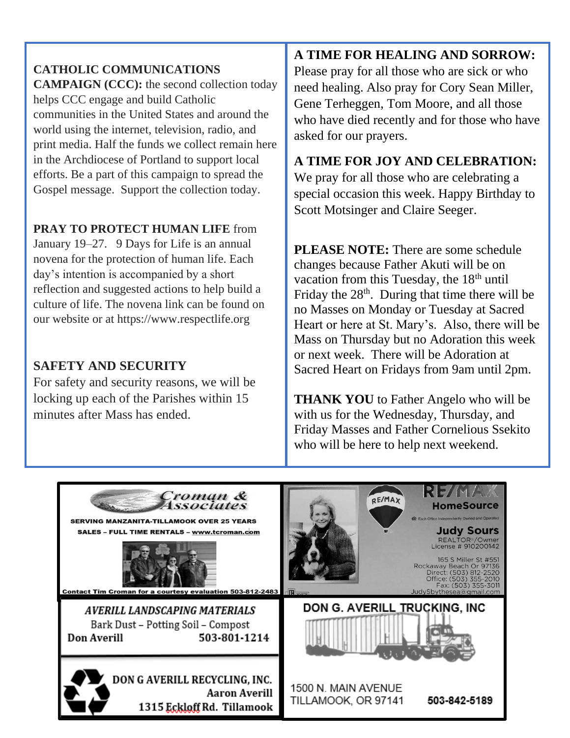**CATHOLIC COMMUNICATIONS CAMPAIGN (CCC):** the second collection today helps CCC engage and build Catholic communities in the United States and around the world using the internet, television, radio, and print media. Half the funds we collect remain here in the Archdiocese of Portland to support local efforts. Be a part of this campaign to spread the Gospel message. Support the collection today.

**PRAY TO PROTECT HUMAN LIFE** from January 19–27. 9 Days for Life is an annual novena for the protection of human life. Each day's intention is accompanied by a short reflection and suggested actions to help build a culture of life. The novena link can be found on our website or at https://www.respectlife.org

**SAFETY AND SECURITY**

For safety and security reasons, we will be locking up each of the Parishes within 15 minutes after Mass has ended.

**A TIME FOR HEALING AND SORROW:** Please pray for all those who are sick or who need healing. Also pray for Cory Sean Miller, Gene Terheggen, Tom Moore, and all those who have died recently and for those who have asked for our prayers.

**A TIME FOR JOY AND CELEBRATION:** We pray for all those who are celebrating a special occasion this week. Happy Birthday to Scott Motsinger and Claire Seeger.

**PLEASE NOTE:** There are some schedule changes because Father Akuti will be on vacation from this Tuesday, the 18th until Friday the 28th. During that time there will be no Masses on Monday or Tuesday at Sacred Heart or here at St. Mary's. Also, there will be Mass on Thursday but no Adoration this week or next week. There will be Adoration at Sacred Heart on Fridays from 9am until 2pm.

**THANK YOU** to Father Angelo who will be with us for the Wednesday, Thursday, and Friday Masses and Father Cornelious Ssekito who will be here to help next weekend.

Croman & Associates
SERVING MANZANITA-TILLAMOOK OVER 25 YEARS
SALES – FULL TIME RENTALS – www.tcroman.com
Contact Tim Croman for a courtesy evaluation 503-812-2483

RE/MAX HomeSource
Each Office Independently Owned and Operated
Judy Sours
REALTOR®/Owner
License # 910200142
165 S Miller St #551
Rockaway Beach Or 97136
Direct: (503) 812-2520
Office: (503) 355-2010
Fax: (503) 355-3011
JudySbythesea@gmail.com

AVERILL LANDSCAPING MATERIALS
Bark Dust – Potting Soil – Compost
Don Averill 503-801-1214

DON G AVERILL RECYCLING, INC.
Aaron Averill
1315 Eckloff Rd. Tillamook

DON G. AVERILL TRUCKING, INC
1500 N. MAIN AVENUE
TILLAMOOK, OR 97141
503-842-5189